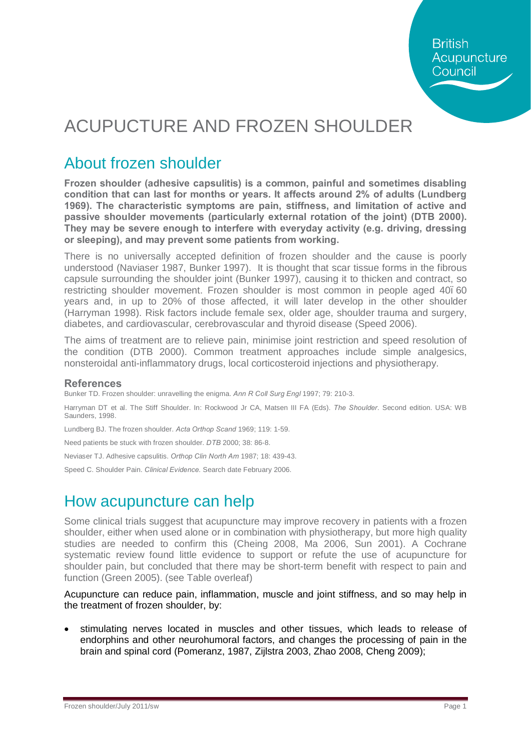British Acupuncture Council

# ACUPUCTURE AND FROZEN SHOULDER

## About frozen shoulder

**Frozen shoulder (adhesive capsulitis) is a common, painful and sometimes disabling condition that can last for months or years. It affects around 2% of adults (Lundberg 1969). The characteristic symptoms are pain, stiffness, and limitation of active and passive shoulder movements (particularly external rotation of the joint) (DTB 2000). They may be severe enough to interfere with everyday activity (e.g. driving, dressing or sleeping), and may prevent some patients from working.**

There is no universally accepted definition of frozen shoulder and the cause is poorly understood (Naviaser 1987, Bunker 1997). It is thought that scar tissue forms in the fibrous capsule surrounding the shoulder joint (Bunker 1997), causing it to thicken and contract, so restricting shoulder movement. Frozen shoulder is most common in people aged 40ї60 years and, in up to 20% of those affected, it will later develop in the other shoulder (Harryman 1998). Risk factors include female sex, older age, shoulder trauma and surgery, diabetes, and cardiovascular, cerebrovascular and thyroid disease (Speed 2006).

The aims of treatment are to relieve pain, minimise joint restriction and speed resolution of the condition (DTB 2000). Common treatment approaches include simple analgesics, nonsteroidal anti-inflammatory drugs, local corticosteroid injections and physiotherapy.

### References

Bunker TD. Frozen shoulder: unravelling the enigma. *Ann R Coll Surg Engl* 1997; 79: 210-3.

Harryman DT et al. The Stiff Shoulder. In: Rockwood Jr CA, Matsen III FA (Eds). *The Shoulder*. Second edition. USA: WB Saunders, 1998.

Lundberg BJ. The frozen shoulder. *Acta Orthop Scand* 1969; 119: 1-59.

Need patients be stuck with frozen shoulder. *DTB* 2000; 38: 86-8.

Neviaser TJ. Adhesive capsulitis. *Orthop Clin North Am* 1987; 18: 439-43.

Speed C. Shoulder Pain. *Clinical Evidence*. Search date February 2006.

## How acupuncture can help

Some clinical trials suggest that acupuncture may improve recovery in patients with a frozen shoulder, either when used alone or in combination with physiotherapy, but more high quality studies are needed to confirm this (Cheing 2008, Ma 2006, Sun 2001). A Cochrane systematic review found little evidence to support or refute the use of acupuncture for shoulder pain, but concluded that there may be short-term benefit with respect to pain and function (Green 2005). (see Table overleaf)

Acupuncture can reduce pain, inflammation, muscle and joint stiffness, and so may help in the treatment of frozen shoulder, by:

- stimulating nerves located in muscles and other tissues, which leads to release of endorphins and other neurohumoral factors, and changes the processing of pain in the brain and spinal cord (Pomeranz, 1987, Zijlstra 2003, Zhao 2008, Cheng 2009);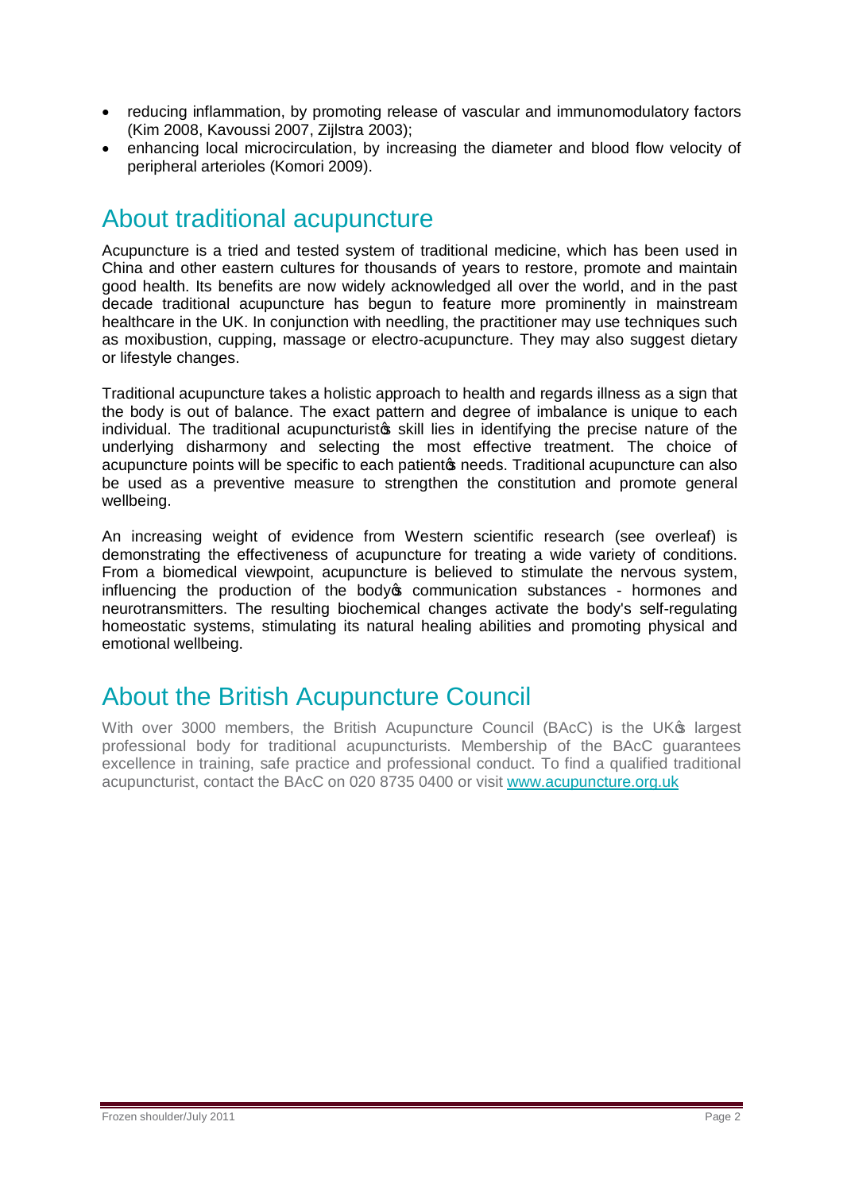- reducing inflammation, by promoting release of vascular and immunomodulatory factors (Kim 2008, Kavoussi 2007, Zijlstra 2003);
- enhancing local microcirculation, by increasing the diameter and blood flow velocity of peripheral arterioles (Komori 2009).

## About traditional acupuncture

Acupuncture is a tried and tested system of traditional medicine, which has been used in China and other eastern cultures for thousands of years to restore, promote and maintain good health. Its benefits are now widely acknowledged all over the world, and in the past decade traditional acupuncture has begun to feature more prominently in mainstream healthcare in the UK. In conjunction with needling, the practitioner may use techniques such as moxibustion, cupping, massage or electro-acupuncture. They may also suggest dietary or lifestyle changes.

Traditional acupuncture takes a holistic approach to health and regards illness as a sign that the body is out of balance. The exact pattern and degree of imbalance is unique to each individual. The traditional acupuncturist's skill lies in identifying the precise nature of the underlying disharmony and selecting the most effective treatment. The choice of acupuncture points will be specific to each patient's needs. Traditional acupuncture can also be used as a preventive measure to strengthen the constitution and promote general wellbeing.

An increasing weight of evidence from Western scientific research (see overleaf) is demonstrating the effectiveness of acupuncture for treating a wide variety of conditions. From a biomedical viewpoint, acupuncture is believed to stimulate the nervous system, influencing the production of the body's communication substances - hormones and neurotransmitters. The resulting biochemical changes activate the body's self-regulating homeostatic systems, stimulating its natural healing abilities and promoting physical and emotional wellbeing.

## About the British Acupuncture Council

With over 3000 members, the British Acupuncture Council (BAcC) is the UK's largest professional body for traditional acupuncturists. Membership of the BAcC guarantees excellence in training, safe practice and professional conduct. To find a qualified traditional acupuncturist, contact the BAcC on 020 8735 0400 or visit www.acupuncture.org.uk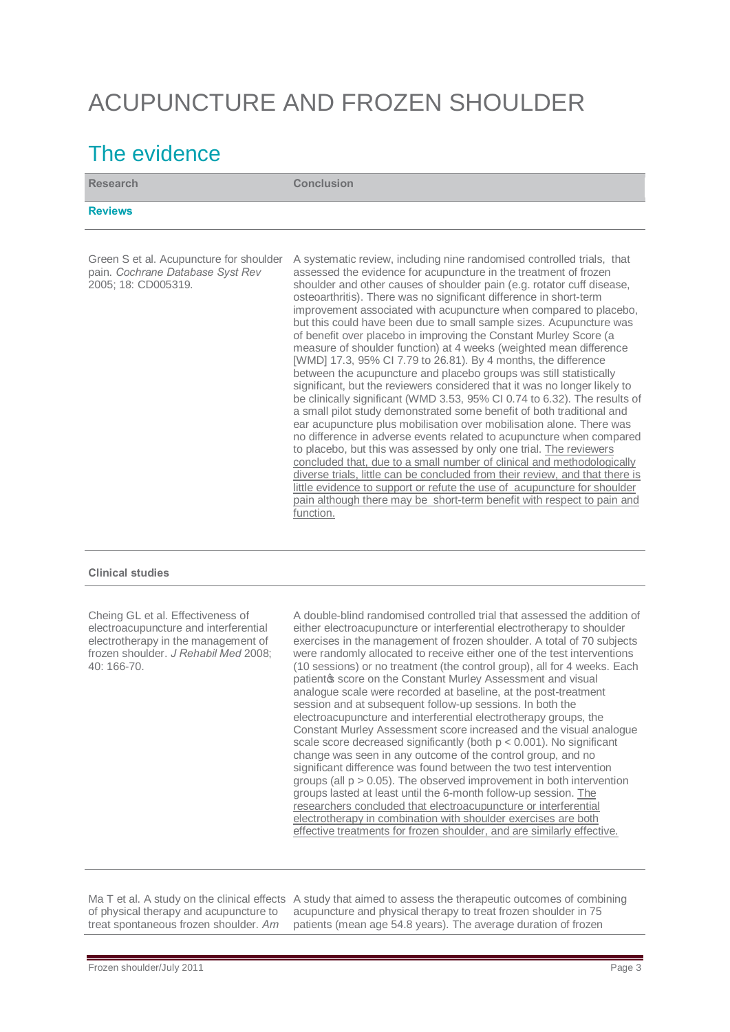# ACUPUNCTURE AND FROZEN SHOULDER

## The evidence

| Research | Conclusion |
|---|---|
| **Reviews** | |
| Green S et al. Acupuncture for shoulder pain. *Cochrane Database Syst Rev* 2005; 18: CD005319. | A systematic review, including nine randomised controlled trials, that assessed the evidence for acupuncture in the treatment of frozen shoulder and other causes of shoulder pain (e.g. rotator cuff disease, osteoarthritis). There was no significant difference in short-term improvement associated with acupuncture when compared to placebo, but this could have been due to small sample sizes. Acupuncture was of benefit over placebo in improving the Constant Murley Score (a measure of shoulder function) at 4 weeks (weighted mean difference [WMD] 17.3, 95% CI 7.79 to 26.81). By 4 months, the difference between the acupuncture and placebo groups was still statistically significant, but the reviewers considered that it was no longer likely to be clinically significant (WMD 3.53, 95% CI 0.74 to 6.32). The results of a small pilot study demonstrated some benefit of both traditional and ear acupuncture plus mobilisation over mobilisation alone. There was no difference in adverse events related to acupuncture when compared to placebo, but this was assessed by only one trial. <u>The reviewers concluded that, due to a small number of clinical and methodologically diverse trials, little can be concluded from their review, and that there is little evidence to support or refute the use of acupuncture for shoulder pain although there may be short-term benefit with respect to pain and function.</u> |
| **Clinical studies** | |
| Cheing GL et al. Effectiveness of electroacupuncture and interferential electrotherapy in the management of frozen shoulder. *J Rehabil Med* 2008; 40: 166-70. | A double-blind randomised controlled trial that assessed the addition of either electroacupuncture or interferential electrotherapy to shoulder exercises in the management of frozen shoulder. A total of 70 subjects were randomly allocated to receive either one of the test interventions (10 sessions) or no treatment (the control group), all for 4 weeks. Each patient's score on the Constant Murley Assessment and visual analogue scale were recorded at baseline, at the post-treatment session and at subsequent follow-up sessions. In both the electroacupuncture and interferential electrotherapy groups, the Constant Murley Assessment score increased and the visual analogue scale score decreased significantly (both $p < 0.001$). No significant change was seen in any outcome of the control group, and no significant difference was found between the two test intervention groups (all $p > 0.05$). The observed improvement in both intervention groups lasted at least until the 6-month follow-up session. <u>The researchers concluded that electroacupuncture or interferential electrotherapy in combination with shoulder exercises are both effective treatments for frozen shoulder, and are similarly effective.</u> |
| Ma T et al. A study on the clinical effects of physical therapy and acupuncture to treat spontaneous frozen shoulder. *Am* | A study that aimed to assess the therapeutic outcomes of combining acupuncture and physical therapy to treat frozen shoulder in 75 patients (mean age 54.8 years). The average duration of frozen |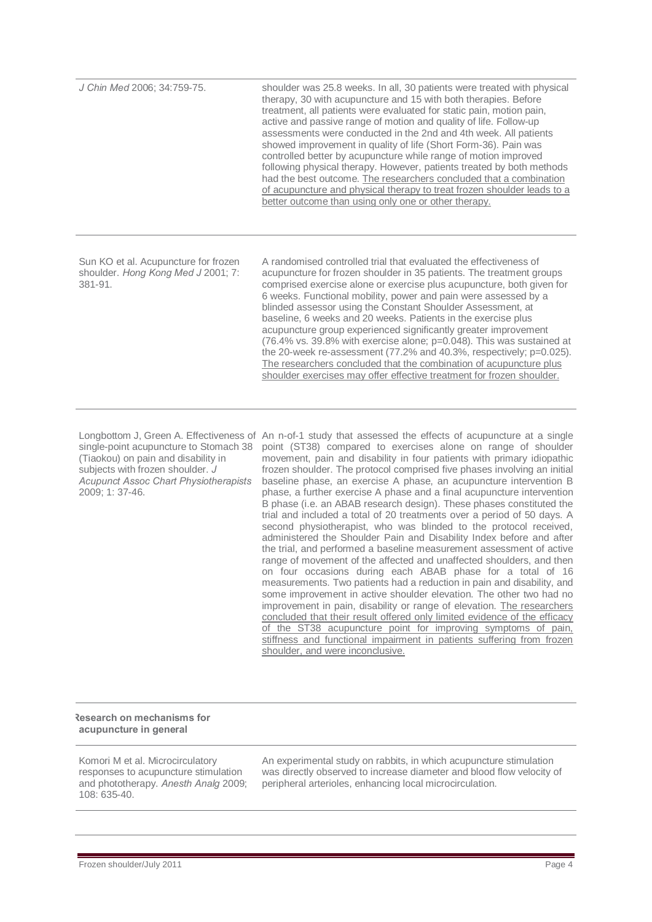| | |
|---|---|
| *J Chin Med* 2006; 34:759-75. | shoulder was 25.8 weeks. In all, 30 patients were treated with physical therapy, 30 with acupuncture and 15 with both therapies. Before treatment, all patients were evaluated for static pain, motion pain, active and passive range of motion and quality of life. Follow-up assessments were conducted in the 2nd and 4th week. All patients showed improvement in quality of life (Short Form-36). Pain was controlled better by acupuncture while range of motion improved following physical therapy. However, patients treated by both methods had the best outcome. The researchers concluded that a combination of acupuncture and physical therapy to treat frozen shoulder leads to a better outcome than using only one or other therapy. |
| Sun KO et al. Acupuncture for frozen shoulder. *Hong Kong Med J* 2001; 7: 381-91. | A randomised controlled trial that evaluated the effectiveness of acupuncture for frozen shoulder in 35 patients. The treatment groups comprised exercise alone or exercise plus acupuncture, both given for 6 weeks. Functional mobility, power and pain were assessed by a blinded assessor using the Constant Shoulder Assessment, at baseline, 6 weeks and 20 weeks. Patients in the exercise plus acupuncture group experienced significantly greater improvement (76.4% vs. 39.8% with exercise alone; p=0.048). This was sustained at the 20-week re-assessment (77.2% and 40.3%, respectively; p=0.025). The researchers concluded that the combination of acupuncture plus shoulder exercises may offer effective treatment for frozen shoulder. |
| Longbottom J, Green A. Effectiveness of single-point acupuncture to Stomach 38 (Tiaokou) on pain and disability in subjects with frozen shoulder. *J Acupunct Assoc Chart Physiotherapists* 2009; 1: 37-46. | An n-of-1 study that assessed the effects of acupuncture at a single point (ST38) compared to exercises alone on range of shoulder movement, pain and disability in four patients with primary idiopathic frozen shoulder. The protocol comprised five phases involving an initial baseline phase, an exercise A phase, an acupuncture intervention B phase, a further exercise A phase and a final acupuncture intervention B phase (i.e. an ABAB research design). These phases constituted the trial and included a total of 20 treatments over a period of 50 days. A second physiotherapist, who was blinded to the protocol received, administered the Shoulder Pain and Disability Index before and after the trial, and performed a baseline measurement assessment of active range of movement of the affected and unaffected shoulders, and then on four occasions during each ABAB phase for a total of 16 measurements. Two patients had a reduction in pain and disability, and some improvement in active shoulder elevation. The other two had no improvement in pain, disability or range of elevation. The researchers concluded that their result offered only limited evidence of the efficacy of the ST38 acupuncture point for improving symptoms of pain, stiffness and functional impairment in patients suffering from frozen shoulder, and were inconclusive. |

| **Research on mechanisms for acupuncture in general** | |
|---|---|
| Komori M et al. Microcirculatory responses to acupuncture stimulation and phototherapy. *Anesth Analg* 2009; 108: 635-40. | An experimental study on rabbits, in which acupuncture stimulation was directly observed to increase diameter and blood flow velocity of peripheral arterioles, enhancing local microcirculation. |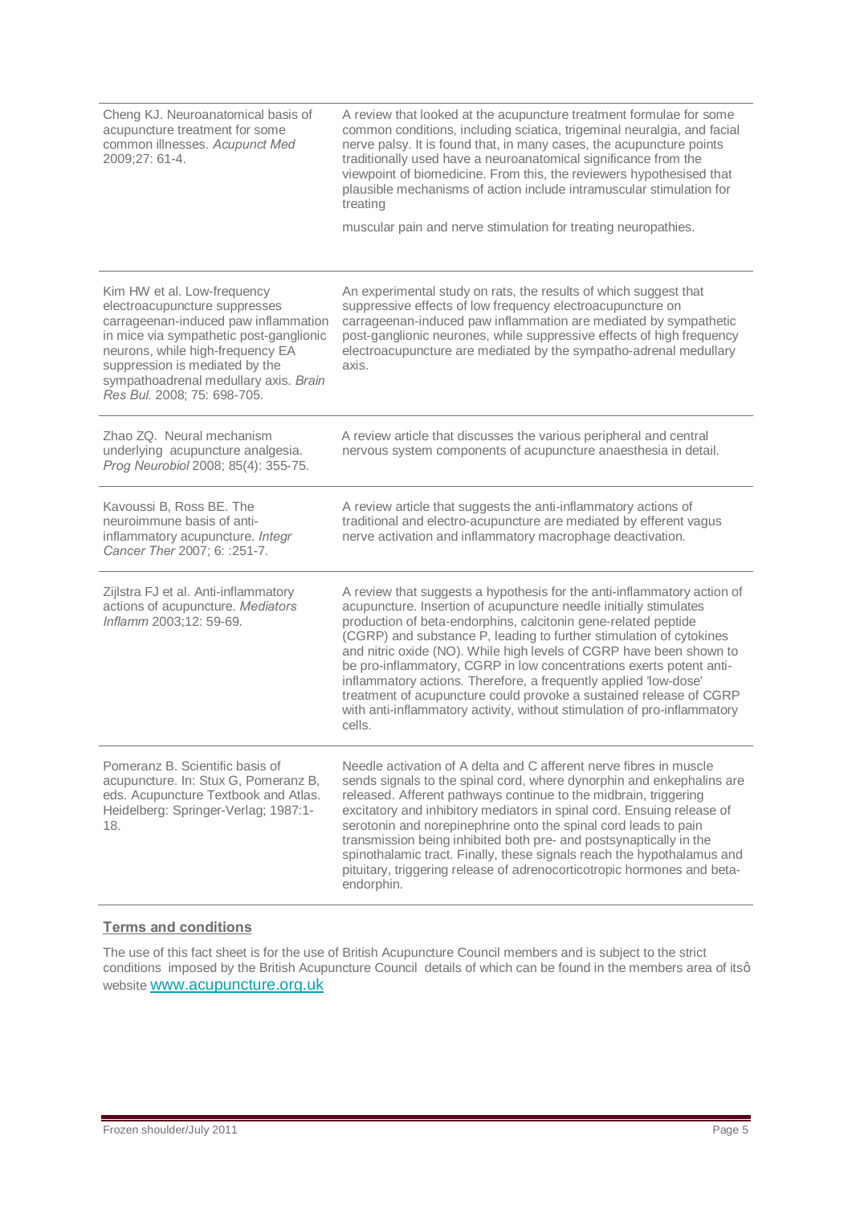| | |
|---|---|
| Cheng KJ. Neuroanatomical basis of acupuncture treatment for some common illnesses. *Acupunct Med* 2009;27: 61-4. | A review that looked at the acupuncture treatment formulae for some common conditions, including sciatica, trigeminal neuralgia, and facial nerve palsy. It is found that, in many cases, the acupuncture points traditionally used have a neuroanatomical significance from the viewpoint of biomedicine. From this, the reviewers hypothesised that plausible mechanisms of action include intramuscular stimulation for treating muscular pain and nerve stimulation for treating neuropathies. |
| Kim HW et al. Low-frequency electroacupuncture suppresses carrageenan-induced paw inflammation in mice via sympathetic post-ganglionic neurons, while high-frequency EA suppression is mediated by the sympathoadrenal medullary axis. *Brain Res Bul.* 2008; 75: 698-705. | An experimental study on rats, the results of which suggest that suppressive effects of low frequency electroacupuncture on carrageenan-induced paw inflammation are mediated by sympathetic post-ganglionic neurones, while suppressive effects of high frequency electroacupuncture are mediated by the sympatho-adrenal medullary axis. |
| Zhao ZQ. Neural mechanism underlying acupuncture analgesia. *Prog Neurobiol* 2008; 85(4): 355-75. | A review article that discusses the various peripheral and central nervous system components of acupuncture anaesthesia in detail. |
| Kavoussi B, Ross BE. The neuroimmune basis of anti-inflammatory acupuncture. *Integr Cancer Ther* 2007; 6: :251-7. | A review article that suggests the anti-inflammatory actions of traditional and electro-acupuncture are mediated by efferent vagus nerve activation and inflammatory macrophage deactivation. |
| Zijlstra FJ et al. Anti-inflammatory actions of acupuncture. *Mediators Inflamm* 2003;12: 59-69. | A review that suggests a hypothesis for the anti-inflammatory action of acupuncture. Insertion of acupuncture needle initially stimulates production of beta-endorphins, calcitonin gene-related peptide (CGRP) and substance P, leading to further stimulation of cytokines and nitric oxide (NO). While high levels of CGRP have been shown to be pro-inflammatory, CGRP in low concentrations exerts potent anti-inflammatory actions. Therefore, a frequently applied 'low-dose' treatment of acupuncture could provoke a sustained release of CGRP with anti-inflammatory activity, without stimulation of pro-inflammatory cells. |
| Pomeranz B. Scientific basis of acupuncture. In: Stux G, Pomeranz B, eds. Acupuncture Textbook and Atlas. Heidelberg: Springer-Verlag; 1987:1-18. | Needle activation of A delta and C afferent nerve fibres in muscle sends signals to the spinal cord, where dynorphin and enkephalins are released. Afferent pathways continue to the midbrain, triggering excitatory and inhibitory mediators in spinal cord. Ensuing release of serotonin and norepinephrine onto the spinal cord leads to pain transmission being inhibited both pre- and postsynaptically in the spinothalamic tract. Finally, these signals reach the hypothalamus and pituitary, triggering release of adrenocorticotropic hormones and beta-endorphin. |

## Terms and conditions

The use of this fact sheet is for the use of British Acupuncture Council members and is subject to the strict conditions imposed by the British Acupuncture Council details of which can be found in the members area of itsô website www.acupuncture.org.uk